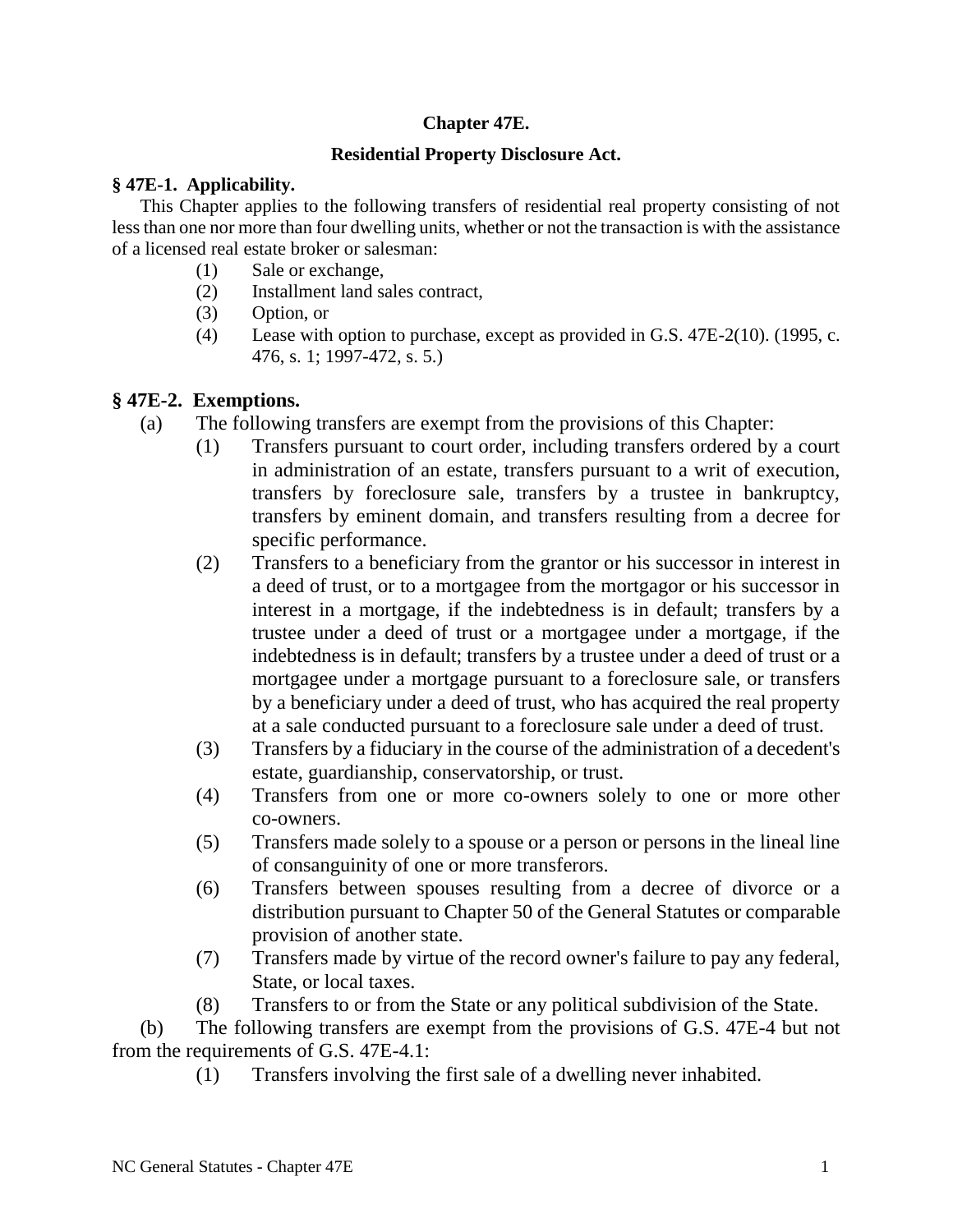# Chapter 47E.

## Residential Property Disclosure Act.

### § 47E-1. Applicability.

This Chapter applies to the following transfers of residential real property consisting of not less than one nor more than four dwelling units, whether or not the transaction is with the assistance of a licensed real estate broker or salesman:

(1) Sale or exchange,

(2) Installment land sales contract,

(3) Option, or

(4) Lease with option to purchase, except as provided in G.S. 47E-2(10). (1995, c. 476, s. 1; 1997-472, s. 5.)

### § 47E-2. Exemptions.

(a) The following transfers are exempt from the provisions of this Chapter:

(1) Transfers pursuant to court order, including transfers ordered by a court in administration of an estate, transfers pursuant to a writ of execution, transfers by foreclosure sale, transfers by a trustee in bankruptcy, transfers by eminent domain, and transfers resulting from a decree for specific performance.

(2) Transfers to a beneficiary from the grantor or his successor in interest in a deed of trust, or to a mortgagee from the mortgagor or his successor in interest in a mortgage, if the indebtedness is in default; transfers by a trustee under a deed of trust or a mortgagee under a mortgage, if the indebtedness is in default; transfers by a trustee under a deed of trust or a mortgagee under a mortgage pursuant to a foreclosure sale, or transfers by a beneficiary under a deed of trust, who has acquired the real property at a sale conducted pursuant to a foreclosure sale under a deed of trust.

(3) Transfers by a fiduciary in the course of the administration of a decedent's estate, guardianship, conservatorship, or trust.

(4) Transfers from one or more co-owners solely to one or more other co-owners.

(5) Transfers made solely to a spouse or a person or persons in the lineal line of consanguinity of one or more transferors.

(6) Transfers between spouses resulting from a decree of divorce or a distribution pursuant to Chapter 50 of the General Statutes or comparable provision of another state.

(7) Transfers made by virtue of the record owner's failure to pay any federal, State, or local taxes.

(8) Transfers to or from the State or any political subdivision of the State.

(b) The following transfers are exempt from the provisions of G.S. 47E-4 but not from the requirements of G.S. 47E-4.1:

(1) Transfers involving the first sale of a dwelling never inhabited.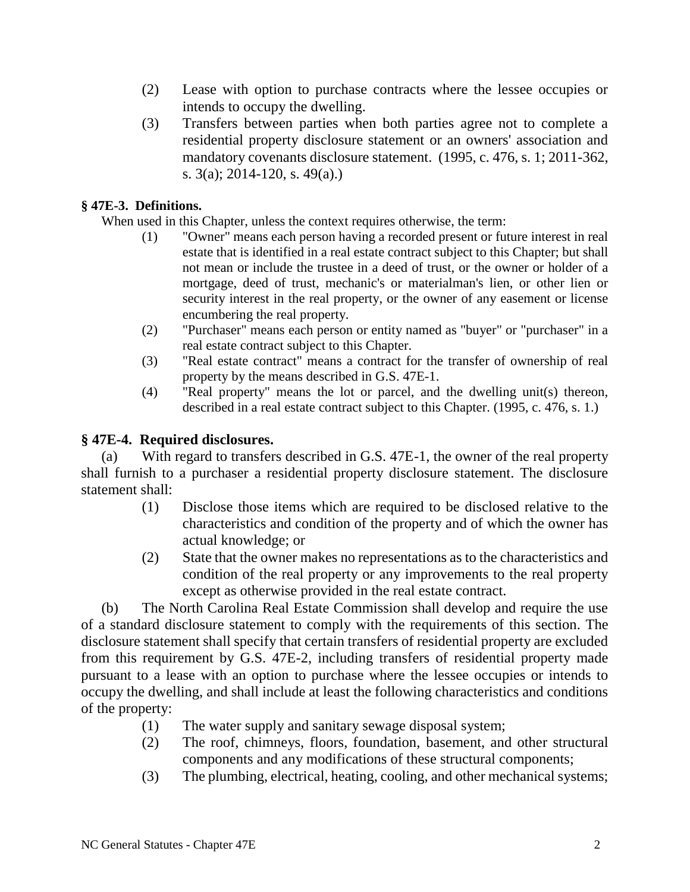(2) Lease with option to purchase contracts where the lessee occupies or intends to occupy the dwelling.

(3) Transfers between parties when both parties agree not to complete a residential property disclosure statement or an owners' association and mandatory covenants disclosure statement. (1995, c. 476, s. 1; 2011-362, s. 3(a); 2014-120, s. 49(a).)

**§ 47E-3. Definitions.**

When used in this Chapter, unless the context requires otherwise, the term:

(1) "Owner" means each person having a recorded present or future interest in real estate that is identified in a real estate contract subject to this Chapter; but shall not mean or include the trustee in a deed of trust, or the owner or holder of a mortgage, deed of trust, mechanic's or materialman's lien, or other lien or security interest in the real property, or the owner of any easement or license encumbering the real property.

(2) "Purchaser" means each person or entity named as "buyer" or "purchaser" in a real estate contract subject to this Chapter.

(3) "Real estate contract" means a contract for the transfer of ownership of real property by the means described in G.S. 47E-1.

(4) "Real property" means the lot or parcel, and the dwelling unit(s) thereon, described in a real estate contract subject to this Chapter. (1995, c. 476, s. 1.)

**§ 47E-4. Required disclosures.**

(a) With regard to transfers described in G.S. 47E-1, the owner of the real property shall furnish to a purchaser a residential property disclosure statement. The disclosure statement shall:

(1) Disclose those items which are required to be disclosed relative to the characteristics and condition of the property and of which the owner has actual knowledge; or

(2) State that the owner makes no representations as to the characteristics and condition of the real property or any improvements to the real property except as otherwise provided in the real estate contract.

(b) The North Carolina Real Estate Commission shall develop and require the use of a standard disclosure statement to comply with the requirements of this section. The disclosure statement shall specify that certain transfers of residential property are excluded from this requirement by G.S. 47E-2, including transfers of residential property made pursuant to a lease with an option to purchase where the lessee occupies or intends to occupy the dwelling, and shall include at least the following characteristics and conditions of the property:

(1) The water supply and sanitary sewage disposal system;

(2) The roof, chimneys, floors, foundation, basement, and other structural components and any modifications of these structural components;

(3) The plumbing, electrical, heating, cooling, and other mechanical systems;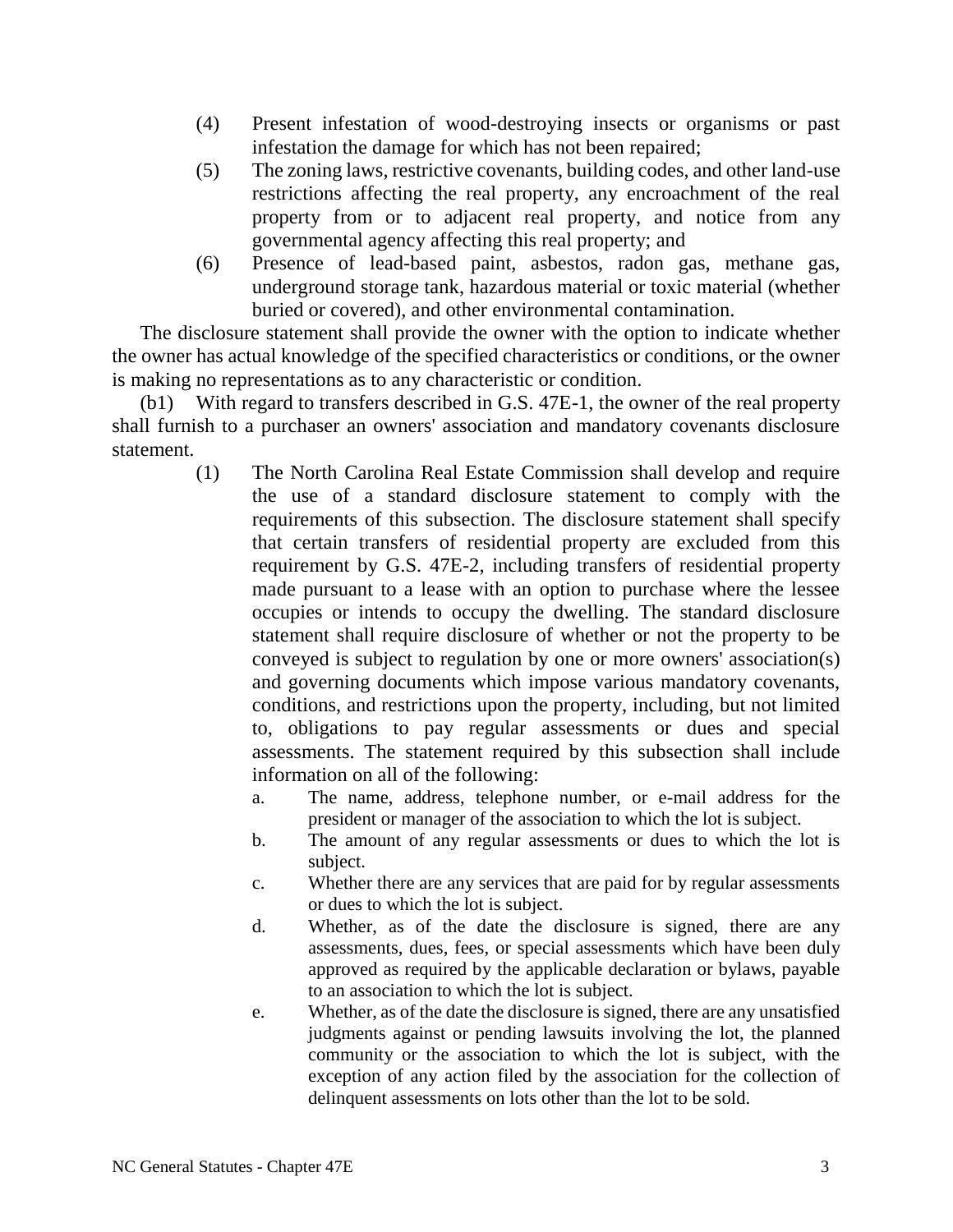(4) Present infestation of wood-destroying insects or organisms or past infestation the damage for which has not been repaired;

(5) The zoning laws, restrictive covenants, building codes, and other land-use restrictions affecting the real property, any encroachment of the real property from or to adjacent real property, and notice from any governmental agency affecting this real property; and

(6) Presence of lead-based paint, asbestos, radon gas, methane gas, underground storage tank, hazardous material or toxic material (whether buried or covered), and other environmental contamination.

The disclosure statement shall provide the owner with the option to indicate whether the owner has actual knowledge of the specified characteristics or conditions, or the owner is making no representations as to any characteristic or condition.

(b1) With regard to transfers described in G.S. 47E-1, the owner of the real property shall furnish to a purchaser an owners' association and mandatory covenants disclosure statement.

(1) The North Carolina Real Estate Commission shall develop and require the use of a standard disclosure statement to comply with the requirements of this subsection. The disclosure statement shall specify that certain transfers of residential property are excluded from this requirement by G.S. 47E-2, including transfers of residential property made pursuant to a lease with an option to purchase where the lessee occupies or intends to occupy the dwelling. The standard disclosure statement shall require disclosure of whether or not the property to be conveyed is subject to regulation by one or more owners' association(s) and governing documents which impose various mandatory covenants, conditions, and restrictions upon the property, including, but not limited to, obligations to pay regular assessments or dues and special assessments. The statement required by this subsection shall include information on all of the following:

a. The name, address, telephone number, or e-mail address for the president or manager of the association to which the lot is subject.

b. The amount of any regular assessments or dues to which the lot is subject.

c. Whether there are any services that are paid for by regular assessments or dues to which the lot is subject.

d. Whether, as of the date the disclosure is signed, there are any assessments, dues, fees, or special assessments which have been duly approved as required by the applicable declaration or bylaws, payable to an association to which the lot is subject.

e. Whether, as of the date the disclosure is signed, there are any unsatisfied judgments against or pending lawsuits involving the lot, the planned community or the association to which the lot is subject, with the exception of any action filed by the association for the collection of delinquent assessments on lots other than the lot to be sold.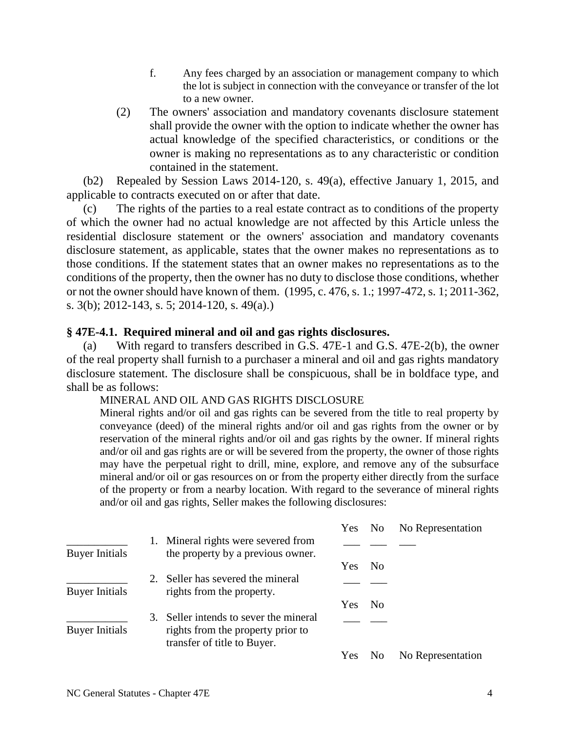f. Any fees charged by an association or management company to which the lot is subject in connection with the conveyance or transfer of the lot to a new owner.

(2) The owners' association and mandatory covenants disclosure statement shall provide the owner with the option to indicate whether the owner has actual knowledge of the specified characteristics, or conditions or the owner is making no representations as to any characteristic or condition contained in the statement.

(b2) Repealed by Session Laws 2014-120, s. 49(a), effective January 1, 2015, and applicable to contracts executed on or after that date.

(c) The rights of the parties to a real estate contract as to conditions of the property of which the owner had no actual knowledge are not affected by this Article unless the residential disclosure statement or the owners' association and mandatory covenants disclosure statement, as applicable, states that the owner makes no representations as to those conditions. If the statement states that an owner makes no representations as to the conditions of the property, then the owner has no duty to disclose those conditions, whether or not the owner should have known of them. (1995, c. 476, s. 1.; 1997-472, s. 1; 2011-362, s. 3(b); 2012-143, s. 5; 2014-120, s. 49(a).)

## § 47E-4.1. Required mineral and oil and gas rights disclosures.

(a) With regard to transfers described in G.S. 47E-1 and G.S. 47E-2(b), the owner of the real property shall furnish to a purchaser a mineral and oil and gas rights mandatory disclosure statement. The disclosure shall be conspicuous, shall be in boldface type, and shall be as follows:

MINERAL AND OIL AND GAS RIGHTS DISCLOSURE

Mineral rights and/or oil and gas rights can be severed from the title to real property by conveyance (deed) of the mineral rights and/or oil and gas rights from the owner or by reservation of the mineral rights and/or oil and gas rights by the owner. If mineral rights and/or oil and gas rights are or will be severed from the property, the owner of those rights may have the perpetual right to drill, mine, explore, and remove any of the subsurface mineral and/or oil or gas resources on or from the property either directly from the surface of the property or from a nearby location. With regard to the severance of mineral rights and/or oil and gas rights, Seller makes the following disclosures:

| | | Yes | No | No Representation |
|---|---|---|---|---|
| ___________ Buyer Initials | 1. Mineral rights were severed from the property by a previous owner. | ___ | ___ | ___ |
| | | Yes | No | |
| ___________ Buyer Initials | 2. Seller has severed the mineral rights from the property. | ___ | ___ | |
| | | Yes | No | |
| ___________ Buyer Initials | 3. Seller intends to sever the mineral rights from the property prior to transfer of title to Buyer. | ___ | ___ | |
| | | Yes | No | No Representation |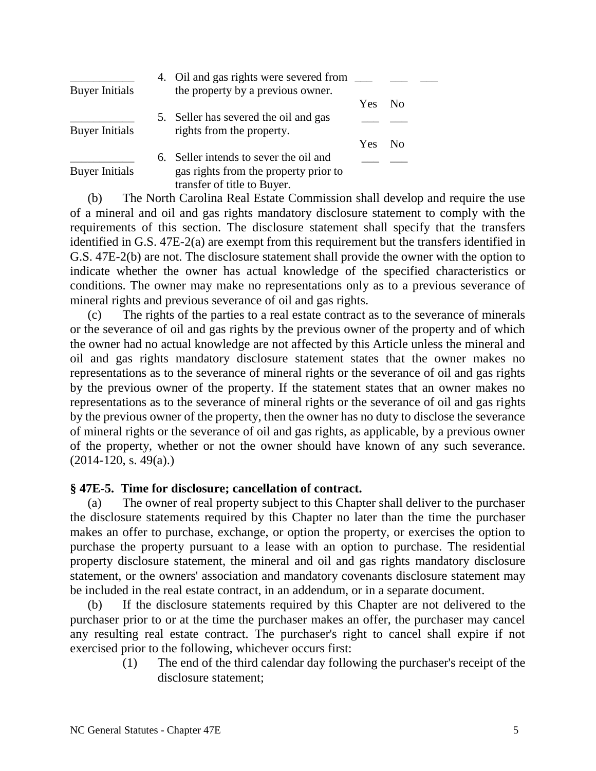| | | | | |
|---|---|---|---|---|
| ___________ Buyer Initials | 4. Oil and gas rights were severed from the property by a previous owner. | ___ Yes | ___ No | ___ |
| ___________ Buyer Initials | 5. Seller has severed the oil and gas rights from the property. | ___ Yes | ___ No | |
| ___________ Buyer Initials | 6. Seller intends to sever the oil and gas rights from the property prior to transfer of title to Buyer. | ___ | ___ | |

(b) The North Carolina Real Estate Commission shall develop and require the use of a mineral and oil and gas rights mandatory disclosure statement to comply with the requirements of this section. The disclosure statement shall specify that the transfers identified in G.S. 47E-2(a) are exempt from this requirement but the transfers identified in G.S. 47E-2(b) are not. The disclosure statement shall provide the owner with the option to indicate whether the owner has actual knowledge of the specified characteristics or conditions. The owner may make no representations only as to a previous severance of mineral rights and previous severance of oil and gas rights.

(c) The rights of the parties to a real estate contract as to the severance of minerals or the severance of oil and gas rights by the previous owner of the property and of which the owner had no actual knowledge are not affected by this Article unless the mineral and oil and gas rights mandatory disclosure statement states that the owner makes no representations as to the severance of mineral rights or the severance of oil and gas rights by the previous owner of the property. If the statement states that an owner makes no representations as to the severance of mineral rights or the severance of oil and gas rights by the previous owner of the property, then the owner has no duty to disclose the severance of mineral rights or the severance of oil and gas rights, as applicable, by a previous owner of the property, whether or not the owner should have known of any such severance. (2014-120, s. 49(a).)

**§ 47E-5. Time for disclosure; cancellation of contract.**

(a) The owner of real property subject to this Chapter shall deliver to the purchaser the disclosure statements required by this Chapter no later than the time the purchaser makes an offer to purchase, exchange, or option the property, or exercises the option to purchase the property pursuant to a lease with an option to purchase. The residential property disclosure statement, the mineral and oil and gas rights mandatory disclosure statement, or the owners' association and mandatory covenants disclosure statement may be included in the real estate contract, in an addendum, or in a separate document.

(b) If the disclosure statements required by this Chapter are not delivered to the purchaser prior to or at the time the purchaser makes an offer, the purchaser may cancel any resulting real estate contract. The purchaser's right to cancel shall expire if not exercised prior to the following, whichever occurs first:

(1) The end of the third calendar day following the purchaser's receipt of the disclosure statement;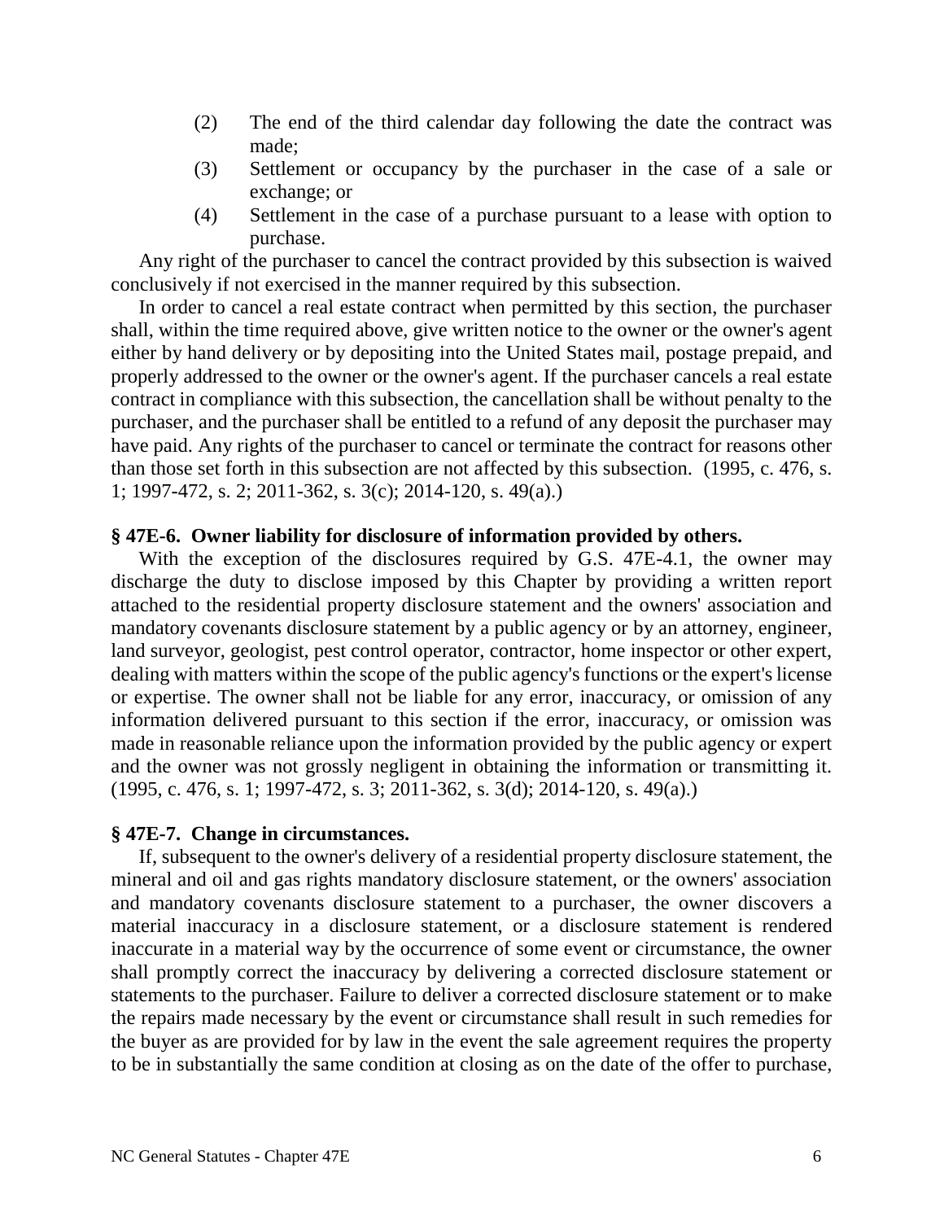(2) The end of the third calendar day following the date the contract was made;
(3) Settlement or occupancy by the purchaser in the case of a sale or exchange; or
(4) Settlement in the case of a purchase pursuant to a lease with option to purchase.

Any right of the purchaser to cancel the contract provided by this subsection is waived conclusively if not exercised in the manner required by this subsection.

In order to cancel a real estate contract when permitted by this section, the purchaser shall, within the time required above, give written notice to the owner or the owner's agent either by hand delivery or by depositing into the United States mail, postage prepaid, and properly addressed to the owner or the owner's agent. If the purchaser cancels a real estate contract in compliance with this subsection, the cancellation shall be without penalty to the purchaser, and the purchaser shall be entitled to a refund of any deposit the purchaser may have paid. Any rights of the purchaser to cancel or terminate the contract for reasons other than those set forth in this subsection are not affected by this subsection. (1995, c. 476, s. 1; 1997-472, s. 2; 2011-362, s. 3(c); 2014-120, s. 49(a).)

**§ 47E-6. Owner liability for disclosure of information provided by others.**

With the exception of the disclosures required by G.S. 47E-4.1, the owner may discharge the duty to disclose imposed by this Chapter by providing a written report attached to the residential property disclosure statement and the owners' association and mandatory covenants disclosure statement by a public agency or by an attorney, engineer, land surveyor, geologist, pest control operator, contractor, home inspector or other expert, dealing with matters within the scope of the public agency's functions or the expert's license or expertise. The owner shall not be liable for any error, inaccuracy, or omission of any information delivered pursuant to this section if the error, inaccuracy, or omission was made in reasonable reliance upon the information provided by the public agency or expert and the owner was not grossly negligent in obtaining the information or transmitting it. (1995, c. 476, s. 1; 1997-472, s. 3; 2011-362, s. 3(d); 2014-120, s. 49(a).)

**§ 47E-7. Change in circumstances.**

If, subsequent to the owner's delivery of a residential property disclosure statement, the mineral and oil and gas rights mandatory disclosure statement, or the owners' association and mandatory covenants disclosure statement to a purchaser, the owner discovers a material inaccuracy in a disclosure statement, or a disclosure statement is rendered inaccurate in a material way by the occurrence of some event or circumstance, the owner shall promptly correct the inaccuracy by delivering a corrected disclosure statement or statements to the purchaser. Failure to deliver a corrected disclosure statement or to make the repairs made necessary by the event or circumstance shall result in such remedies for the buyer as are provided for by law in the event the sale agreement requires the property to be in substantially the same condition at closing as on the date of the offer to purchase,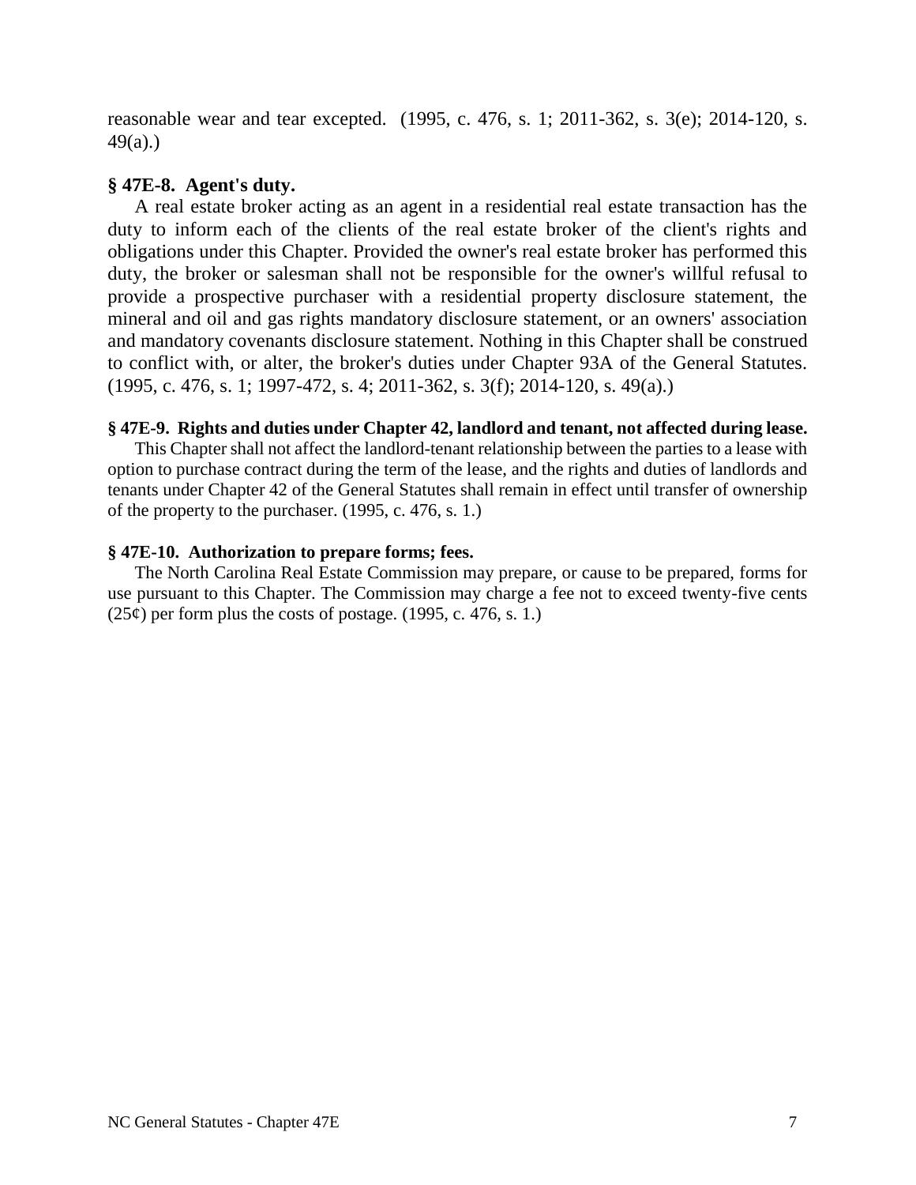reasonable wear and tear excepted. (1995, c. 476, s. 1; 2011-362, s. 3(e); 2014-120, s. 49(a).)

**§ 47E-8. Agent's duty.**

A real estate broker acting as an agent in a residential real estate transaction has the duty to inform each of the clients of the real estate broker of the client's rights and obligations under this Chapter. Provided the owner's real estate broker has performed this duty, the broker or salesman shall not be responsible for the owner's willful refusal to provide a prospective purchaser with a residential property disclosure statement, the mineral and oil and gas rights mandatory disclosure statement, or an owners' association and mandatory covenants disclosure statement. Nothing in this Chapter shall be construed to conflict with, or alter, the broker's duties under Chapter 93A of the General Statutes. (1995, c. 476, s. 1; 1997-472, s. 4; 2011-362, s. 3(f); 2014-120, s. 49(a).)

**§ 47E-9. Rights and duties under Chapter 42, landlord and tenant, not affected during lease.**

This Chapter shall not affect the landlord-tenant relationship between the parties to a lease with option to purchase contract during the term of the lease, and the rights and duties of landlords and tenants under Chapter 42 of the General Statutes shall remain in effect until transfer of ownership of the property to the purchaser. (1995, c. 476, s. 1.)

**§ 47E-10. Authorization to prepare forms; fees.**

The North Carolina Real Estate Commission may prepare, or cause to be prepared, forms for use pursuant to this Chapter. The Commission may charge a fee not to exceed twenty-five cents (25¢) per form plus the costs of postage. (1995, c. 476, s. 1.)